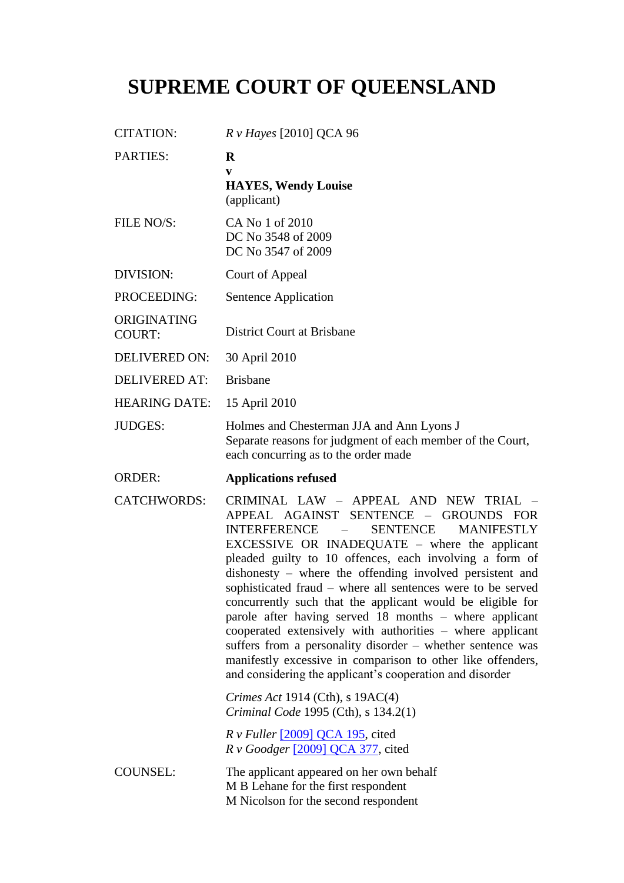# SUPREME COURT OF QUEENSLAND

| | |
|---|---|
| CITATION: | *R v Hayes* [2010] QCA 96 |
| PARTIES: | **R**<br>**v**<br>**HAYES, Wendy Louise**<br>(applicant) |
| FILE NO/S: | CA No 1 of 2010<br>DC No 3548 of 2009<br>DC No 3547 of 2009 |
| DIVISION: | Court of Appeal |
| PROCEEDING: | Sentence Application |
| ORIGINATING COURT: | District Court at Brisbane |
| DELIVERED ON: | 30 April 2010 |
| DELIVERED AT: | Brisbane |
| HEARING DATE: | 15 April 2010 |
| JUDGES: | Holmes and Chesterman JJA and Ann Lyons J<br>Separate reasons for judgment of each member of the Court, each concurring as to the order made |
| ORDER: | **Applications refused** |
| CATCHWORDS: | CRIMINAL LAW – APPEAL AND NEW TRIAL – APPEAL AGAINST SENTENCE – GROUNDS FOR INTERFERENCE – SENTENCE MANIFESTLY EXCESSIVE OR INADEQUATE – where the applicant pleaded guilty to 10 offences, each involving a form of dishonesty – where the offending involved persistent and sophisticated fraud – where all sentences were to be served concurrently such that the applicant would be eligible for parole after having served 18 months – where applicant cooperated extensively with authorities – where applicant suffers from a personality disorder – whether sentence was manifestly excessive in comparison to other like offenders, and considering the applicant's cooperation and disorder<br><br>*Crimes Act* 1914 (Cth), s 19AC(4)<br>*Criminal Code* 1995 (Cth), s 134.2(1)<br><br>*R v Fuller* [2009] QCA 195, cited<br>*R v Goodger* [2009] QCA 377, cited |
| COUNSEL: | The applicant appeared on her own behalf<br>M B Lehane for the first respondent<br>M Nicolson for the second respondent |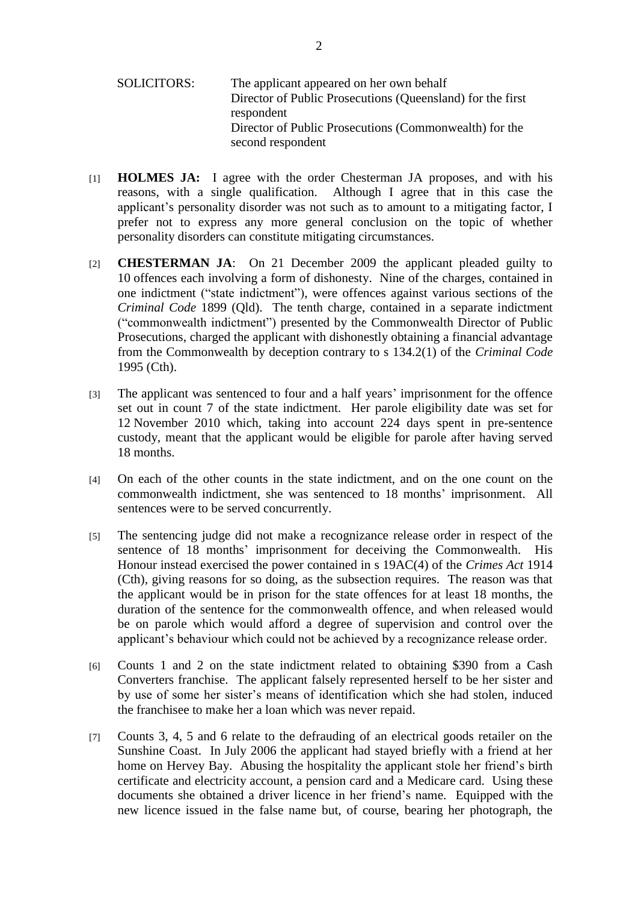SOLICITORS: The applicant appeared on her own behalf
Director of Public Prosecutions (Queensland) for the first respondent
Director of Public Prosecutions (Commonwealth) for the second respondent

[1] **HOLMES JA:** I agree with the order Chesterman JA proposes, and with his reasons, with a single qualification. Although I agree that in this case the applicant's personality disorder was not such as to amount to a mitigating factor, I prefer not to express any more general conclusion on the topic of whether personality disorders can constitute mitigating circumstances.

[2] **CHESTERMAN JA**: On 21 December 2009 the applicant pleaded guilty to 10 offences each involving a form of dishonesty. Nine of the charges, contained in one indictment ("state indictment"), were offences against various sections of the *Criminal Code* 1899 (Qld). The tenth charge, contained in a separate indictment ("commonwealth indictment") presented by the Commonwealth Director of Public Prosecutions, charged the applicant with dishonestly obtaining a financial advantage from the Commonwealth by deception contrary to s 134.2(1) of the *Criminal Code* 1995 (Cth).

[3] The applicant was sentenced to four and a half years' imprisonment for the offence set out in count 7 of the state indictment. Her parole eligibility date was set for 12 November 2010 which, taking into account 224 days spent in pre-sentence custody, meant that the applicant would be eligible for parole after having served 18 months.

[4] On each of the other counts in the state indictment, and on the one count on the commonwealth indictment, she was sentenced to 18 months' imprisonment. All sentences were to be served concurrently.

[5] The sentencing judge did not make a recognizance release order in respect of the sentence of 18 months' imprisonment for deceiving the Commonwealth. His Honour instead exercised the power contained in s 19AC(4) of the *Crimes Act* 1914 (Cth), giving reasons for so doing, as the subsection requires. The reason was that the applicant would be in prison for the state offences for at least 18 months, the duration of the sentence for the commonwealth offence, and when released would be on parole which would afford a degree of supervision and control over the applicant's behaviour which could not be achieved by a recognizance release order.

[6] Counts 1 and 2 on the state indictment related to obtaining $390 from a Cash Converters franchise. The applicant falsely represented herself to be her sister and by use of some her sister's means of identification which she had stolen, induced the franchisee to make her a loan which was never repaid.

[7] Counts 3, 4, 5 and 6 relate to the defrauding of an electrical goods retailer on the Sunshine Coast. In July 2006 the applicant had stayed briefly with a friend at her home on Hervey Bay. Abusing the hospitality the applicant stole her friend's birth certificate and electricity account, a pension card and a Medicare card. Using these documents she obtained a driver licence in her friend's name. Equipped with the new licence issued in the false name but, of course, bearing her photograph, the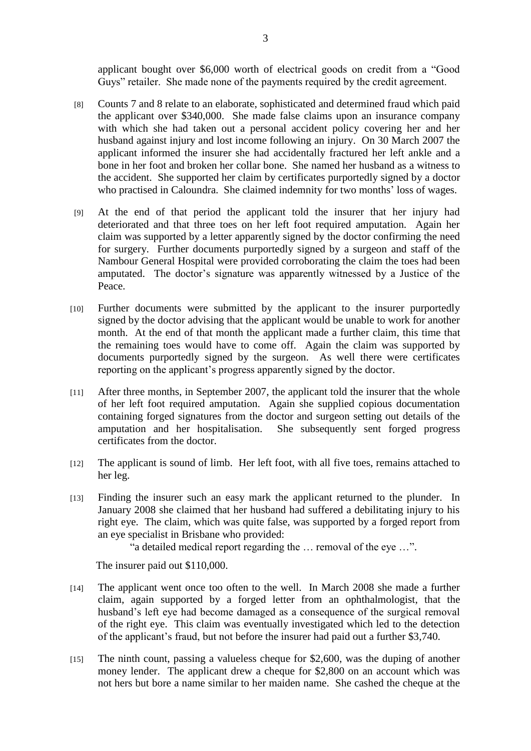applicant bought over $6,000 worth of electrical goods on credit from a "Good Guys" retailer. She made none of the payments required by the credit agreement.

[8] Counts 7 and 8 relate to an elaborate, sophisticated and determined fraud which paid the applicant over $340,000. She made false claims upon an insurance company with which she had taken out a personal accident policy covering her and her husband against injury and lost income following an injury. On 30 March 2007 the applicant informed the insurer she had accidentally fractured her left ankle and a bone in her foot and broken her collar bone. She named her husband as a witness to the accident. She supported her claim by certificates purportedly signed by a doctor who practised in Caloundra. She claimed indemnity for two months' loss of wages.

[9] At the end of that period the applicant told the insurer that her injury had deteriorated and that three toes on her left foot required amputation. Again her claim was supported by a letter apparently signed by the doctor confirming the need for surgery. Further documents purportedly signed by a surgeon and staff of the Nambour General Hospital were provided corroborating the claim the toes had been amputated. The doctor's signature was apparently witnessed by a Justice of the Peace.

[10] Further documents were submitted by the applicant to the insurer purportedly signed by the doctor advising that the applicant would be unable to work for another month. At the end of that month the applicant made a further claim, this time that the remaining toes would have to come off. Again the claim was supported by documents purportedly signed by the surgeon. As well there were certificates reporting on the applicant's progress apparently signed by the doctor.

[11] After three months, in September 2007, the applicant told the insurer that the whole of her left foot required amputation. Again she supplied copious documentation containing forged signatures from the doctor and surgeon setting out details of the amputation and her hospitalisation. She subsequently sent forged progress certificates from the doctor.

[12] The applicant is sound of limb. Her left foot, with all five toes, remains attached to her leg.

[13] Finding the insurer such an easy mark the applicant returned to the plunder. In January 2008 she claimed that her husband had suffered a debilitating injury to his right eye. The claim, which was quite false, was supported by a forged report from an eye specialist in Brisbane who provided:

> "a detailed medical report regarding the … removal of the eye …".

The insurer paid out $110,000.

[14] The applicant went once too often to the well. In March 2008 she made a further claim, again supported by a forged letter from an ophthalmologist, that the husband's left eye had become damaged as a consequence of the surgical removal of the right eye. This claim was eventually investigated which led to the detection of the applicant's fraud, but not before the insurer had paid out a further $3,740.

[15] The ninth count, passing a valueless cheque for $2,600, was the duping of another money lender. The applicant drew a cheque for $2,800 on an account which was not hers but bore a name similar to her maiden name. She cashed the cheque at the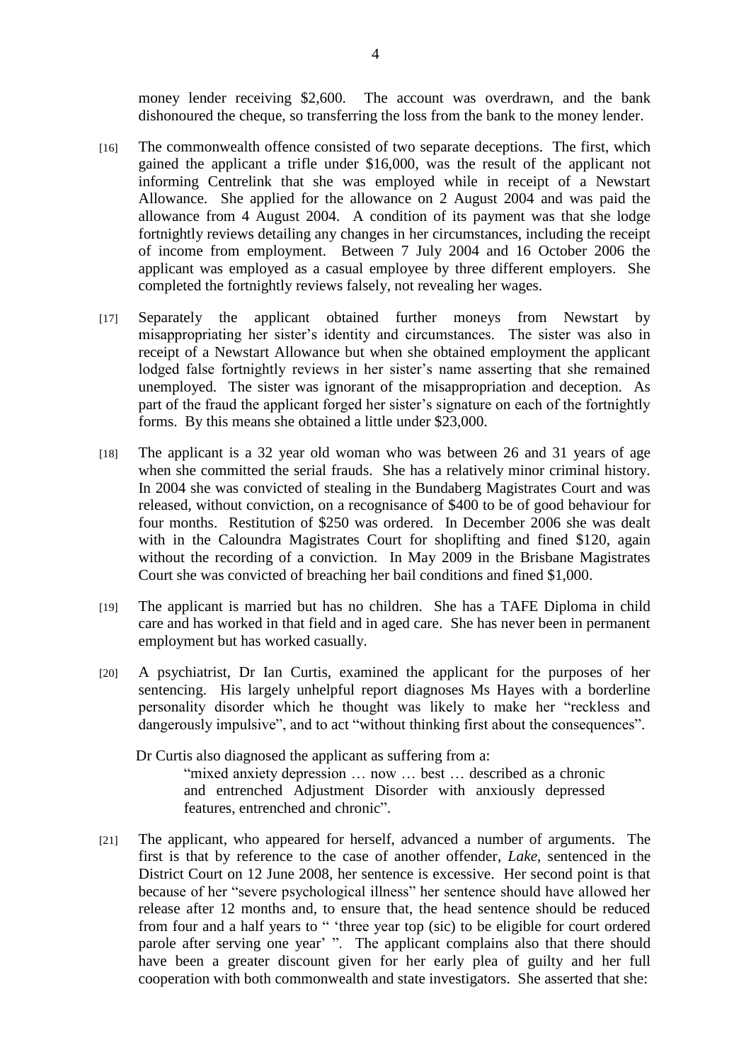money lender receiving $2,600. The account was overdrawn, and the bank dishonoured the cheque, so transferring the loss from the bank to the money lender.

[16] The commonwealth offence consisted of two separate deceptions. The first, which gained the applicant a trifle under $16,000, was the result of the applicant not informing Centrelink that she was employed while in receipt of a Newstart Allowance. She applied for the allowance on 2 August 2004 and was paid the allowance from 4 August 2004. A condition of its payment was that she lodge fortnightly reviews detailing any changes in her circumstances, including the receipt of income from employment. Between 7 July 2004 and 16 October 2006 the applicant was employed as a casual employee by three different employers. She completed the fortnightly reviews falsely, not revealing her wages.

[17] Separately the applicant obtained further moneys from Newstart by misappropriating her sister's identity and circumstances. The sister was also in receipt of a Newstart Allowance but when she obtained employment the applicant lodged false fortnightly reviews in her sister's name asserting that she remained unemployed. The sister was ignorant of the misappropriation and deception. As part of the fraud the applicant forged her sister's signature on each of the fortnightly forms. By this means she obtained a little under $23,000.

[18] The applicant is a 32 year old woman who was between 26 and 31 years of age when she committed the serial frauds. She has a relatively minor criminal history. In 2004 she was convicted of stealing in the Bundaberg Magistrates Court and was released, without conviction, on a recognisance of $400 to be of good behaviour for four months. Restitution of $250 was ordered. In December 2006 she was dealt with in the Caloundra Magistrates Court for shoplifting and fined $120, again without the recording of a conviction. In May 2009 in the Brisbane Magistrates Court she was convicted of breaching her bail conditions and fined $1,000.

[19] The applicant is married but has no children. She has a TAFE Diploma in child care and has worked in that field and in aged care. She has never been in permanent employment but has worked casually.

[20] A psychiatrist, Dr Ian Curtis, examined the applicant for the purposes of her sentencing. His largely unhelpful report diagnoses Ms Hayes with a borderline personality disorder which he thought was likely to make her "reckless and dangerously impulsive", and to act "without thinking first about the consequences".

Dr Curtis also diagnosed the applicant as suffering from a:

> "mixed anxiety depression … now … best … described as a chronic and entrenched Adjustment Disorder with anxiously depressed features, entrenched and chronic".

[21] The applicant, who appeared for herself, advanced a number of arguments. The first is that by reference to the case of another offender, *Lake*, sentenced in the District Court on 12 June 2008, her sentence is excessive. Her second point is that because of her "severe psychological illness" her sentence should have allowed her release after 12 months and, to ensure that, the head sentence should be reduced from four and a half years to " 'three year top (sic) to be eligible for court ordered parole after serving one year' ". The applicant complains also that there should have been a greater discount given for her early plea of guilty and her full cooperation with both commonwealth and state investigators. She asserted that she: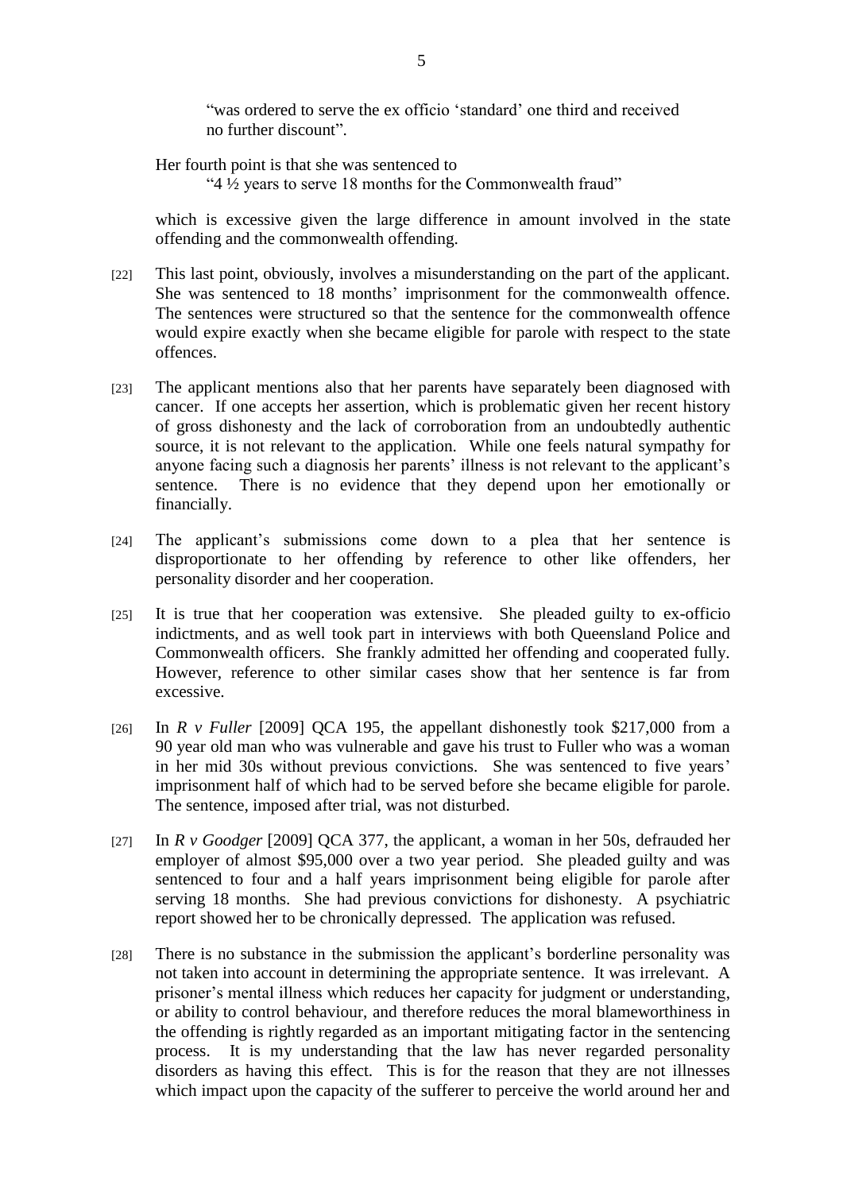"was ordered to serve the ex officio 'standard' one third and received no further discount".

Her fourth point is that she was sentenced to

"4 ½ years to serve 18 months for the Commonwealth fraud"

which is excessive given the large difference in amount involved in the state offending and the commonwealth offending.

[22] This last point, obviously, involves a misunderstanding on the part of the applicant. She was sentenced to 18 months' imprisonment for the commonwealth offence. The sentences were structured so that the sentence for the commonwealth offence would expire exactly when she became eligible for parole with respect to the state offences.

[23] The applicant mentions also that her parents have separately been diagnosed with cancer. If one accepts her assertion, which is problematic given her recent history of gross dishonesty and the lack of corroboration from an undoubtedly authentic source, it is not relevant to the application. While one feels natural sympathy for anyone facing such a diagnosis her parents' illness is not relevant to the applicant's sentence. There is no evidence that they depend upon her emotionally or financially.

[24] The applicant's submissions come down to a plea that her sentence is disproportionate to her offending by reference to other like offenders, her personality disorder and her cooperation.

[25] It is true that her cooperation was extensive. She pleaded guilty to ex-officio indictments, and as well took part in interviews with both Queensland Police and Commonwealth officers. She frankly admitted her offending and cooperated fully. However, reference to other similar cases show that her sentence is far from excessive.

[26] In *R v Fuller* [2009] QCA 195, the appellant dishonestly took $217,000 from a 90 year old man who was vulnerable and gave his trust to Fuller who was a woman in her mid 30s without previous convictions. She was sentenced to five years' imprisonment half of which had to be served before she became eligible for parole. The sentence, imposed after trial, was not disturbed.

[27] In *R v Goodger* [2009] QCA 377, the applicant, a woman in her 50s, defrauded her employer of almost $95,000 over a two year period. She pleaded guilty and was sentenced to four and a half years imprisonment being eligible for parole after serving 18 months. She had previous convictions for dishonesty. A psychiatric report showed her to be chronically depressed. The application was refused.

[28] There is no substance in the submission the applicant's borderline personality was not taken into account in determining the appropriate sentence. It was irrelevant. A prisoner's mental illness which reduces her capacity for judgment or understanding, or ability to control behaviour, and therefore reduces the moral blameworthiness in the offending is rightly regarded as an important mitigating factor in the sentencing process. It is my understanding that the law has never regarded personality disorders as having this effect. This is for the reason that they are not illnesses which impact upon the capacity of the sufferer to perceive the world around her and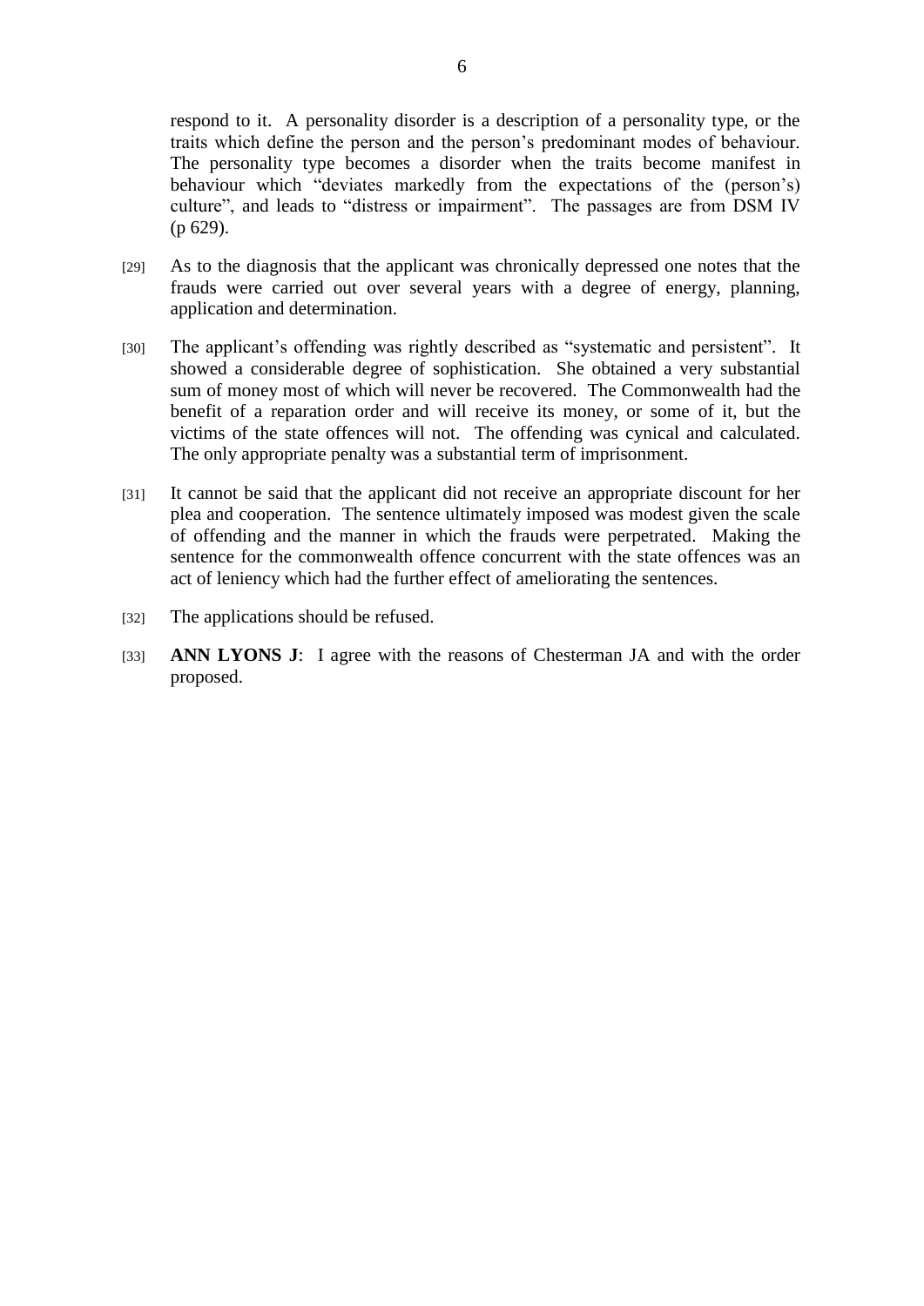respond to it. A personality disorder is a description of a personality type, or the traits which define the person and the person's predominant modes of behaviour. The personality type becomes a disorder when the traits become manifest in behaviour which "deviates markedly from the expectations of the (person's) culture", and leads to "distress or impairment". The passages are from DSM IV (p 629).

[29] As to the diagnosis that the applicant was chronically depressed one notes that the frauds were carried out over several years with a degree of energy, planning, application and determination.

[30] The applicant's offending was rightly described as "systematic and persistent". It showed a considerable degree of sophistication. She obtained a very substantial sum of money most of which will never be recovered. The Commonwealth had the benefit of a reparation order and will receive its money, or some of it, but the victims of the state offences will not. The offending was cynical and calculated. The only appropriate penalty was a substantial term of imprisonment.

[31] It cannot be said that the applicant did not receive an appropriate discount for her plea and cooperation. The sentence ultimately imposed was modest given the scale of offending and the manner in which the frauds were perpetrated. Making the sentence for the commonwealth offence concurrent with the state offences was an act of leniency which had the further effect of ameliorating the sentences.

[32] The applications should be refused.

[33] **ANN LYONS J**: I agree with the reasons of Chesterman JA and with the order proposed.